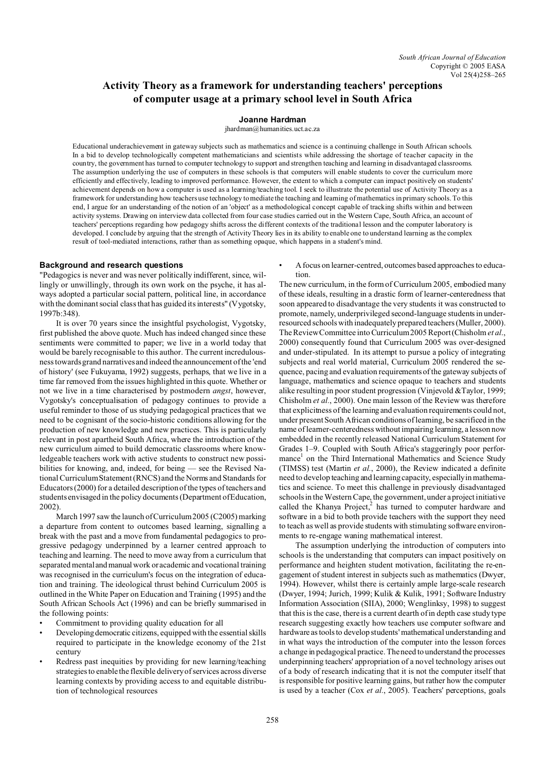# Activity Theory as a framework for understanding teachers' perceptions of computer usage at a primary school level in South Africa

**Joanne Hardman**

jhardman@humanities.uct.ac.za

Educational underachievement in gateway subjects such as mathematics and science is a continuing challenge in South African schools. In a bid to develop technologically competent mathematicians and scientists while addressing the shortage of teacher capacity in the country, the government has turned to computer technology to support and strengthen teaching and learning in disadvantaged classrooms. The assumption underlying the use of computers in these schools is that computers will enable students to cover the curriculum more efficiently and effectively, leading to improved performance. However, the extent to which a computer can impact positively on students' achievement depends on how a computer is used as a learning/teaching tool. I seek to illustrate the potential use of Activity Theory as a framework for understanding how teachers use technology to mediate the teaching and learning of mathematics in primary schools. To this end, I argue for an understanding of the notion of an 'object' as a methodological concept capable of tracking shifts within and between activity systems. Drawing on interview data collected from four case studies carried out in the Western Cape, South Africa, an account of teachers' perceptions regarding how pedagogy shifts across the different contexts of the traditional lesson and the computer laboratory is developed. I conclude by arguing that the strength of Activity Theory lies in its ability to enable one to understand learning as the complex result of tool-mediated interactions, rather than as something opaque, which happens in a student's mind.

## Background and research questions

"Pedagogics is never and was never politically indifferent, since, willingly or unwillingly, through its own work on the psyche, it has always adopted a particular social pattern, political line, in accordance with the dominant social class that has guided its interests" (Vygotsky, 1997b:348).

It is over 70 years since the insightful psychologist, Vygotsky, first published the above quote. Much has indeed changed since these sentiments were committed to paper; we live in a world today that would be barely recognisable to this author. The current incredulousness towards grand narratives and indeed the announcement of the 'end of history' (see Fukuyama, 1992) suggests, perhaps, that we live in a time far removed from the issues highlighted in this quote. Whether or not we live in a time characterised by postmodern *angst*, however, Vygotsky's conceptualisation of pedagogy continues to provide a useful reminder to those of us studying pedagogical practices that we need to be cognisant of the socio-historic conditions allowing for the production of new knowledge and new practices. This is particularly relevant in post apartheid South Africa, where the introduction of the new curriculum aimed to build democratic classrooms where knowledgeable teachers work with active students to construct new possibilities for knowing, and, indeed, for being — see the Revised National Curriculum Statement (RNCS) and the Norms and Standards for Educators (2000) for a detailed description of the types of teachers and students envisaged in the policy documents (Department of Education, 2002).

March 1997 saw the launch of Curriculum 2005 (C2005) marking a departure from content to outcomes based learning, signalling a break with the past and a move from fundamental pedagogics to progressive pedagogy underpinned by a learner centred approach to teaching and learning. The need to move away from a curriculum that separated mental and manual work or academic and vocational training was recognised in the curriculum's focus on the integration of education and training. The ideological thrust behind Curriculum 2005 is outlined in the White Paper on Education and Training (1995) and the South African Schools Act (1996) and can be briefly summarised in the following points:

- Commitment to providing quality education for all
- Developing democratic citizens, equipped with the essential skills required to participate in the knowledge economy of the 21st century
- Redress past inequities by providing for new learning/teaching strategies to enable the flexible delivery of services across diverse learning contexts by providing access to and equitable distribution of technological resources
- A focus on learner-centred, outcomes based approaches to education.

The new curriculum, in the form of Curriculum 2005, embodied many of these ideals, resulting in a drastic form of learner-centeredness that soon appeared to disadvantage the very students it was constructed to promote, namely, underprivileged second-language students in under-resourced schools with inadequately prepared teachers (Muller, 2000). The Review Committee into Curriculum 2005 Report (Chisholm *et al.*, 2000) consequently found that Curriculum 2005 was over-designed and under-stipulated. In its attempt to pursue a policy of integrating subjects and real world material, Curriculum 2005 rendered the sequence, pacing and evaluation requirements of the gateway subjects of language, mathematics and science opaque to teachers and students alike resulting in poor student progression (Vinjevold & Taylor, 1999; Chisholm *et al.*, 2000). One main lesson of the Review was therefore that explicitness of the learning and evaluation requirements could not, under present South African conditions of learning, be sacrificed in the name of learner-centeredness without impairing learning, a lesson now embedded in the recently released National Curriculum Statement for Grades 1–9. Coupled with South Africa's staggeringly poor performance[1] on the Third International Mathematics and Science Study (TIMSS) test (Martin *et al.*, 2000), the Review indicated a definite need to develop teaching and learning capacity, especially in mathematics and science. To meet this challenge in previously disadvantaged schools in the Western Cape, the government, under a project initiative called the Khanya Project,[2] has turned to computer hardware and software in a bid to both provide teachers with the support they need to teach as well as provide students with stimulating software environments to re-engage waning mathematical interest.

The assumption underlying the introduction of computers into schools is the understanding that computers can impact positively on performance and heighten student motivation, facilitating the re-engagement of student interest in subjects such as mathematics (Dwyer, 1994). However, whilst there is certainly ample large-scale research (Dwyer, 1994; Jurich, 1999; Kulik & Kulik, 1991; Software Industry Information Association (SIIA), 2000; Wenglinksy, 1998) to suggest that this is the case, there is a current dearth of in depth case study type research suggesting exactly how teachers use computer software and hardware as tools to develop students' mathematical understanding and in what ways the introduction of the computer into the lesson forces a change in pedagogical practice. The need to understand the processes underpinning teachers' appropriation of a novel technology arises out of a body of research indicating that it is not the computer itself that is responsible for positive learning gains, but rather how the computer is used by a teacher (Cox *et al.*, 2005). Teachers' perceptions, goals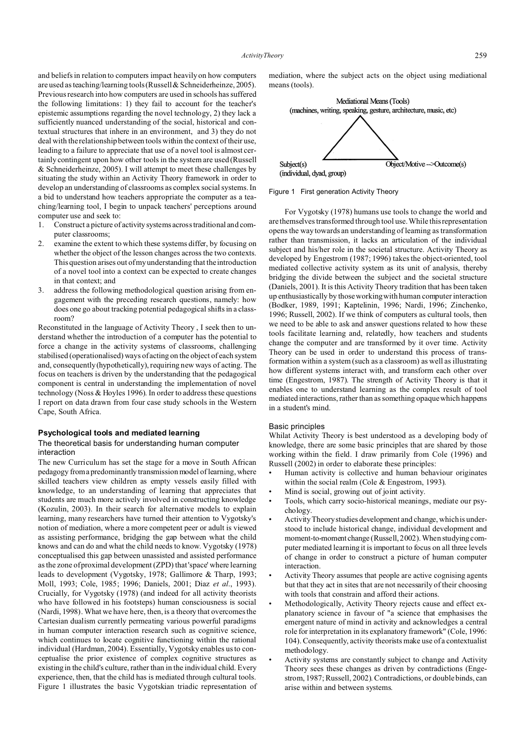and beliefs in relation to computers impact heavily on how computers are used as teaching/learning tools (Russell & Schneiderheinze, 2005). Previous research into how computers are used in schools has suffered the following limitations: 1) they fail to account for the teacher's epistemic assumptions regarding the novel technology, 2) they lack a sufficiently nuanced understanding of the social, historical and contextual structures that inhere in an environment, and 3) they do not deal with the relationship between tools within the context of their use, leading to a failure to appreciate that use of a novel tool is almost certainly contingent upon how other tools in the system are used (Russell & Schneiderheinze, 2005). I will attempt to meet these challenges by situating the study within an Activity Theory framework in order to develop an understanding of classrooms as complex social systems. In a bid to understand how teachers appropriate the computer as a teaching/learning tool, I begin to unpack teachers' perceptions around computer use and seek to:

1. Construct a picture of activity systems across traditional and computer classrooms;
2. examine the extent to which these systems differ, by focusing on whether the object of the lesson changes across the two contexts. This question arises out of my understanding that the introduction of a novel tool into a context can be expected to create changes in that context; and
3. address the following methodological question arising from engagement with the preceding research questions, namely: how does one go about tracking potential pedagogical shifts in a classroom?

Reconstituted in the language of Activity Theory , I seek then to understand whether the introduction of a computer has the potential to force a change in the activity systems of classrooms, challenging stabilised (operationalised) ways of acting on the object of each system and, consequently (hypothetically), requiring new ways of acting. The focus on teachers is driven by the understanding that the pedagogical component is central in understanding the implementation of novel technology (Noss & Hoyles 1996). In order to address these questions I report on data drawn from four case study schools in the Western Cape, South Africa.

## Psychological tools and mediated learning

### The theoretical basis for understanding human computer interaction

The new Curriculum has set the stage for a move in South African pedagogy from a predominantly transmission model of learning, where skilled teachers view children as empty vessels easily filled with knowledge, to an understanding of learning that appreciates that students are much more actively involved in constructing knowledge (Kozulin, 2003). In their search for alternative models to explain learning, many researchers have turned their attention to Vygotsky's notion of mediation, where a more competent peer or adult is viewed as assisting performance, bridging the gap between what the child knows and can do and what the child needs to know. Vygotsky (1978) conceptualised this gap between unassisted and assisted performance as the zone of proximal development (ZPD) that 'space' where learning leads to development (Vygotsky, 1978; Gallimore & Tharp, 1993; Moll, 1993; Cole, 1985; 1996; Daniels, 2001; Diaz *et al*., 1993). Crucially, for Vygotsky (1978) (and indeed for all activity theorists who have followed in his footsteps) human consciousness is social (Nardi, 1998). What we have here, then, is a theory that overcomes the Cartesian dualism currently permeating various powerful paradigms in human computer interaction research such as cognitive science, which continues to locate cognitive functioning within the rational individual (Hardman, 2004). Essentially, Vygotsky enables us to conceptualise the prior existence of complex cognitive structures as existing in the child's culture, rather than in the individual child. Every experience, then, that the child has is mediated through cultural tools. Figure 1 illustrates the basic Vygotskian triadic representation of mediation, where the subject acts on the object using mediational means (tools).

Mediational Means (Tools)
(machines, writing, speaking, gesture, architecture, music, etc)

Subject(s)
(individual, dyad, group)

Object/Motive -->Outcome(s)

Figure 1 First generation Activity Theory

For Vygotsky (1978) humans use tools to change the world and are themselves transformed through tool use. While this representation opens the way towards an understanding of learning as transformation rather than transmission, it lacks an articulation of the individual subject and his/her role in the societal structure. Activity Theory as developed by Engestrom (1987; 1996) takes the object-oriented, tool mediated collective activity system as its unit of analysis, thereby bridging the divide between the subject and the societal structure (Daniels, 2001). It is this Activity Theory tradition that has been taken up enthusiastically by those working with human computer interaction (Bodker, 1989, 1991; Kaptelinin, 1996; Nardi, 1996; Zinchenko, 1996; Russell, 2002). If we think of computers as cultural tools, then we need to be able to ask and answer questions related to how these tools facilitate learning and, relatedly, how teachers and students change the computer and are transformed by it over time. Activity Theory can be used in order to understand this process of transformation within a system (such as a classroom) as well as illustrating how different systems interact with, and transform each other over time (Engestrom, 1987). The strength of Activity Theory is that it enables one to understand learning as the complex result of tool mediated interactions, rather than as something opaque which happens in a student's mind.

### Basic principles

Whilat Activity Theory is best understood as a developing body of knowledge, there are some basic principles that are shared by those working within the field. I draw primarily from Cole (1996) and Russell (2002) in order to elaborate these principles:

- Human activity is collective and human behaviour originates within the social realm (Cole & Engestrom, 1993).
- Mind is social, growing out of joint activity.
- Tools, which carry socio-historical meanings, mediate our psychology.
- Activity Theory studies development and change, which is understood to include historical change, individual development and moment-to-moment change (Russell, 2002). When studying computer mediated learning it is important to focus on all three levels of change in order to construct a picture of human computer interaction.
- Activity Theory assumes that people are active cognising agents but that they act in sites that are not necessarily of their choosing with tools that constrain and afford their actions.
- Methodologically, Activity Theory rejects cause and effect explanatory science in favour of "a science that emphasises the emergent nature of mind in activity and acknowledges a central role for interpretation in its explanatory framework" (Cole, 1996: 104). Consequently, activity theorists make use of a contextualist methodology.
- Activity systems are constantly subject to change and Activity Theory sees these changes as driven by contradictions (Engestrom, 1987; Russell, 2002). Contradictions, or double binds, can arise within and between systems.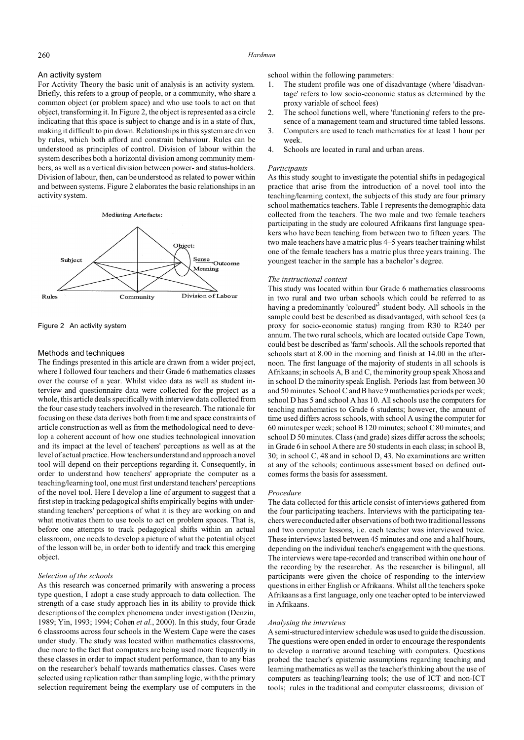## An activity system

For Activity Theory the basic unit of analysis is an activity system. Briefly, this refers to a group of people, or a community, who share a common object (or problem space) and who use tools to act on that object, transforming it. In Figure 2, the object is represented as a circle indicating that this space is subject to change and is in a state of flux, making it difficult to pin down. Relationships in this system are driven by rules, which both afford and constrain behaviour. Rules can be understood as principles of control. Division of labour within the system describes both a horizontal division among community members, as well as a vertical division between power- and status-holders. Division of labour, then, can be understood as related to power within and between systems. Figure 2 elaborates the basic relationships in an activity system.

Figure 2 An activity system

## Methods and techniques

The findings presented in this article are drawn from a wider project, where I followed four teachers and their Grade 6 mathematics classes over the course of a year. Whilst video data as well as student interview and questionnaire data were collected for the project as a whole, this article deals specifically with interview data collected from the four case study teachers involved in the research. The rationale for focusing on these data derives both from time and space constraints of article construction as well as from the methodological need to develop a coherent account of how one studies technological innovation and its impact at the level of teachers' perceptions as well as at the level of actual practice. How teachers understand and approach a novel tool will depend on their perceptions regarding it. Consequently, in order to understand how teachers' appropriate the computer as a teaching/learning tool, one must first understand teachers' perceptions of the novel tool. Here I develop a line of argument to suggest that a first step in tracking pedagogical shifts empirically begins with understanding teachers' perceptions of what it is they are working on and what motivates them to use tools to act on problem spaces. That is, before one attempts to track pedagogical shifts within an actual classroom, one needs to develop a picture of what the potential object of the lesson will be, in order both to identify and track this emerging object.

### *Selection of the schools*

As this research was concerned primarily with answering a process type question, I adopt a case study approach to data collection. The strength of a case study approach lies in its ability to provide thick descriptions of the complex phenomena under investigation (Denzin, 1989; Yin, 1993; 1994; Cohen *et al.*, 2000). In this study, four Grade 6 classrooms across four schools in the Western Cape were the cases under study. The study was located within mathematics classrooms, due more to the fact that computers are being used more frequently in these classes in order to impact student performance, than to any bias on the researcher's behalf towards mathematics classes. Cases were selected using replication rather than sampling logic, with the primary selection requirement being the exemplary use of computers in the school within the following parameters:

1. The student profile was one of disadvantage (where 'disadvantage' refers to low socio-economic status as determined by the proxy variable of school fees)
2. The school functions well, where 'functioning' refers to the presence of a management team and structured time tabled lessons.
3. Computers are used to teach mathematics for at least 1 hour per week.
4. Schools are located in rural and urban areas.

### *Participants*

As this study sought to investigate the potential shifts in pedagogical practice that arise from the introduction of a novel tool into the teaching/learning context, the subjects of this study are four primary school mathematics teachers. Table 1 represents the demographic data collected from the teachers. The two male and two female teachers participating in the study are coloured Afrikaans first language speakers who have been teaching from between two to fifteen years. The two male teachers have a matric plus 4–5 years teacher training whilst one of the female teachers has a matric plus three years training. The youngest teacher in the sample has a bachelor's degree.

### *The instructional context*

This study was located within four Grade 6 mathematics classrooms in two rural and two urban schools which could be referred to as having a predominantly 'coloured'[3] student body. All schools in the sample could best be described as disadvantaged, with school fees (a proxy for socio-economic status) ranging from R30 to R240 per annum. The two rural schools, which are located outside Cape Town, could best be described as 'farm' schools. All the schools reported that schools start at 8.00 in the morning and finish at 14.00 in the afternoon. The first language of the majority of students in all schools is Afrikaans; in schools A, B and C, the minority group speak Xhosa and in school D the minority speak English. Periods last from between 30 and 50 minutes. School C and B have 9 mathematics periods per week; school D has 5 and school A has 10. All schools use the computers for teaching mathematics to Grade 6 students; however, the amount of time used differs across schools, with school A using the computer for 60 minutes per week; school B 120 minutes; school C 80 minutes; and school D 50 minutes. Class (and grade) sizes differ across the schools; in Grade 6 in school A there are 50 students in each class; in school B, 30; in school C, 48 and in school D, 43. No examinations are written at any of the schools; continuous assessment based on defined outcomes forms the basis for assessment.

### *Procedure*

The data collected for this article consist of interviews gathered from the four participating teachers. Interviews with the participating teachers were conducted after observations of both two traditional lessons and two computer lessons, i.e. each teacher was interviewed twice. These interviews lasted between 45 minutes and one and a half hours, depending on the individual teacher's engagement with the questions. The interviews were tape-recorded and transcribed within one hour of the recording by the researcher. As the researcher is bilingual, all participants were given the choice of responding to the interview questions in either English or Afrikaans. Whilst all the teachers spoke Afrikaans as a first language, only one teacher opted to be interviewed in Afrikaans.

### *Analysing the interviews*

A semi-structured interview schedule was used to guide the discussion. The questions were open ended in order to encourage the respondents to develop a narrative around teaching with computers. Questions probed the teacher's epistemic assumptions regarding teaching and learning mathematics as well as the teacher's thinking about the use of computers as teaching/learning tools; the use of ICT and non-ICT tools; rules in the traditional and computer classrooms; division of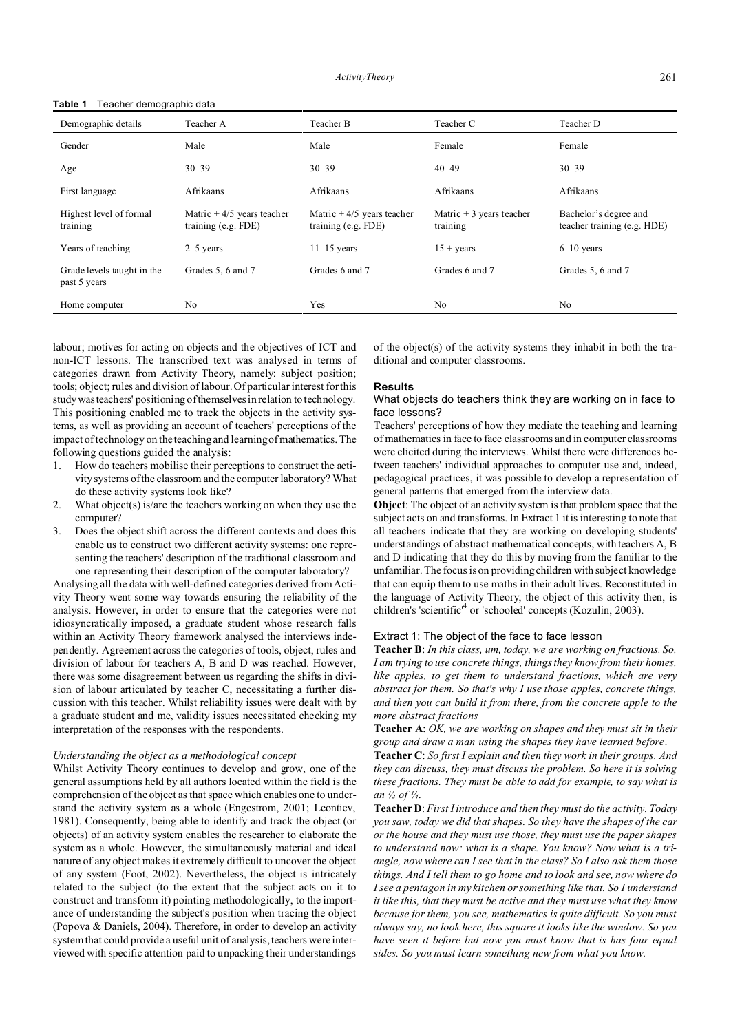**Table 1** Teacher demographic data

| Demographic details | Teacher A | Teacher B | Teacher C | Teacher D |
|---|---|---|---|---|
| Gender | Male | Male | Female | Female |
| Age | 30–39 | 30–39 | 40–49 | 30–39 |
| First language | Afrikaans | Afrikaans | Afrikaans | Afrikaans |
| Highest level of formal training | Matric + 4/5 years teacher training (e.g. FDE) | Matric + 4/5 years teacher training (e.g. FDE) | Matric + 3 years teacher training | Bachelor's degree and teacher training (e.g. HDE) |
| Years of teaching | 2–5 years | 11–15 years | 15 + years | 6–10 years |
| Grade levels taught in the past 5 years | Grades 5, 6 and 7 | Grades 6 and 7 | Grades 6 and 7 | Grades 5, 6 and 7 |
| Home computer | No | Yes | No | No |

labour; motives for acting on objects and the objectives of ICT and non-ICT lessons. The transcribed text was analysed in terms of categories drawn from Activity Theory, namely: subject position; tools; object; rules and division of labour. Of particular interest for this study was teachers' positioning of themselves in relation to technology. This positioning enabled me to track the objects in the activity systems, as well as providing an account of teachers' perceptions of the impact of technology on the teaching and learning of mathematics. The following questions guided the analysis:

1. How do teachers mobilise their perceptions to construct the activity systems of the classroom and the computer laboratory? What do these activity systems look like?
2. What object(s) is/are the teachers working on when they use the computer?
3. Does the object shift across the different contexts and does this enable us to construct two different activity systems: one representing the teachers' description of the traditional classroom and one representing their description of the computer laboratory?

Analysing all the data with well-defined categories derived from Activity Theory went some way towards ensuring the reliability of the analysis. However, in order to ensure that the categories were not idiosyncratically imposed, a graduate student whose research falls within an Activity Theory framework analysed the interviews independently. Agreement across the categories of tools, object, rules and division of labour for teachers A, B and D was reached. However, there was some disagreement between us regarding the shifts in division of labour articulated by teacher C, necessitating a further discussion with this teacher. Whilst reliability issues were dealt with by a graduate student and me, validity issues necessitated checking my interpretation of the responses with the respondents.

### *Understanding the object as a methodological concept*

Whilst Activity Theory continues to develop and grow, one of the general assumptions held by all authors located within the field is the comprehension of the object as that space which enables one to understand the activity system as a whole (Engestrom, 2001; Leontiev, 1981). Consequently, being able to identify and track the object (or objects) of an activity system enables the researcher to elaborate the system as a whole. However, the simultaneously material and ideal nature of any object makes it extremely difficult to uncover the object of any system (Foot, 2002). Nevertheless, the object is intricately related to the subject (to the extent that the subject acts on it to construct and transform it) pointing methodologically, to the importance of understanding the subject's position when tracing the object (Popova & Daniels, 2004). Therefore, in order to develop an activity system that could provide a useful unit of analysis, teachers were interviewed with specific attention paid to unpacking their understandings of the object(s) of the activity systems they inhabit in both the traditional and computer classrooms.

## Results

### What objects do teachers think they are working on in face to face lessons?

Teachers' perceptions of how they mediate the teaching and learning of mathematics in face to face classrooms and in computer classrooms were elicited during the interviews. Whilst there were differences between teachers' individual approaches to computer use and, indeed, pedagogical practices, it was possible to develop a representation of general patterns that emerged from the interview data.

**Object**: The object of an activity system is that problem space that the subject acts on and transforms. In Extract 1 it is interesting to note that all teachers indicate that they are working on developing students' understandings of abstract mathematical concepts, with teachers A, B and D indicating that they do this by moving from the familiar to the unfamiliar. The focus is on providing children with subject knowledge that can equip them to use maths in their adult lives. Reconstituted in the language of Activity Theory, the object of this activity then, is children's 'scientific'[4] or 'schooled' concepts (Kozulin, 2003).

### Extract 1: The object of the face to face lesson

**Teacher B**: *In this class, um, today, we are working on fractions. So, I am trying to use concrete things, things they know from their homes, like apples, to get them to understand fractions, which are very abstract for them. So that's why I use those apples, concrete things, and then you can build it from there, from the concrete apple to the more abstract fractions*

**Teacher A**: *OK, we are working on shapes and they must sit in their group and draw a man using the shapes they have learned before*.

**Teacher C**: *So first I explain and then they work in their groups. And they can discuss, they must discuss the problem. So here it is solving these fractions. They must be able to add for example, to say what is an ½ of ¼*.

**Teacher D**: *First I introduce and then they must do the activity. Today you saw, today we did that shapes. So they have the shapes of the car or the house and they must use those, they must use the paper shapes to understand now: what is a shape. You know? Now what is a triangle, now where can I see that in the class? So I also ask them those things. And I tell them to go home and to look and see, now where do I see a pentagon in my kitchen or something like that. So I understand it like this, that they must be active and they must use what they know because for them, you see, mathematics is quite difficult. So you must always say, no look here, this square it looks like the window. So you have seen it before but now you must know that is has four equal sides. So you must learn something new from what you know.*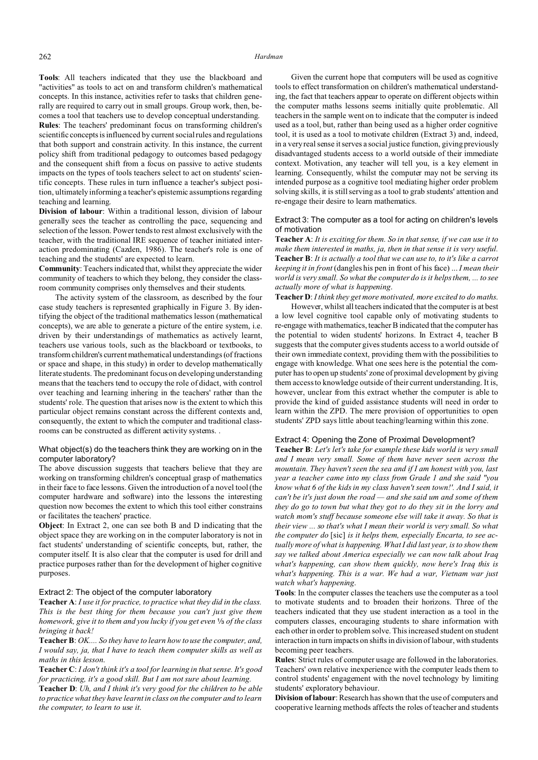**Tools**: All teachers indicated that they use the blackboard and "activities" as tools to act on and transform children's mathematical concepts. In this instance, activities refer to tasks that children generally are required to carry out in small groups. Group work, then, becomes a tool that teachers use to develop conceptual understanding.

**Rules**: The teachers' predominant focus on transforming children's scientific concepts is influenced by current social rules and regulations that both support and constrain activity. In this instance, the current policy shift from traditional pedagogy to outcomes based pedagogy and the consequent shift from a focus on passive to active students impacts on the types of tools teachers select to act on students' scientific concepts. These rules in turn influence a teacher's subject position, ultimately informing a teacher's epistemic assumptions regarding teaching and learning.

**Division of labour**: Within a traditional lesson, division of labour generally sees the teacher as controlling the pace, sequencing and selection of the lesson. Power tends to rest almost exclusively with the teacher, with the traditional IRE sequence of teacher initiated interaction predominating (Cazden, 1986). The teacher's role is one of teaching and the students' are expected to learn.

**Community**: Teachers indicated that, whilst they appreciate the wider community of teachers to which they belong, they consider the classroom community comprises only themselves and their students.

The activity system of the classroom, as described by the four case study teachers is represented graphically in Figure 3. By identifying the object of the traditional mathematics lesson (mathematical concepts), we are able to generate a picture of the entire system, i.e. driven by their understandings of mathematics as actively learnt, teachers use various tools, such as the blackboard or textbooks, to transform children's current mathematical understandings (of fractions or space and shape, in this study) in order to develop mathematically literate students. The predominant focus on developing understanding means that the teachers tend to occupy the role of didact, with control over teaching and learning inhering in the teachers' rather than the students' role. The question that arises now is the extent to which this particular object remains constant across the different contexts and, consequently, the extent to which the computer and traditional classrooms can be constructed as different activity systems. .

### What object(s) do the teachers think they are working on in the computer laboratory?

The above discussion suggests that teachers believe that they are working on transforming children's conceptual grasp of mathematics in their face to face lessons. Given the introduction of a novel tool (the computer hardware and software) into the lessons the interesting question now becomes the extent to which this tool either constrains or facilitates the teachers' practice.

**Object**: In Extract 2, one can see both B and D indicating that the object space they are working on in the computer laboratory is not in fact students' understanding of scientific concepts, but, rather, the computer itself. It is also clear that the computer is used for drill and practice purposes rather than for the development of higher cognitive purposes.

#### Extract 2: The object of the computer laboratory

**Teacher A**: *I use it for practice, to practice what they did in the class. This is the best thing for them because you can't just give them homework, give it to them and you lucky if you get even ⅓ of the class bringing it back!*

**Teacher B**: *OK.... So they have to learn how to use the computer, and, I would say, ja, that I have to teach them computer skills as well as maths in this lesson.*

**Teacher C**: *I don't think it's a tool for learning in that sense. It's good for practicing, it's a good skill. But I am not sure about learning.*

**Teacher D**: *Uh, and I think it's very good for the children to be able to practice what they have learnt in class on the computer and to learn the computer, to learn to use it.*

Given the current hope that computers will be used as cognitive tools to effect transformation on children's mathematical understanding, the fact that teachers appear to operate on different objects within the computer maths lessons seems initially quite problematic. All teachers in the sample went on to indicate that the computer is indeed used as a tool, but, rather than being used as a higher order cognitive tool, it is used as a tool to motivate children (Extract 3) and, indeed, in a very real sense it serves a social justice function, giving previously disadvantaged students access to a world outside of their immediate context. Motivation, any teacher will tell you, is a key element in learning. Consequently, whilst the computer may not be serving its intended purpose as a cognitive tool mediating higher order problem solving skills, it is still serving as a tool to grab students' attention and re-engage their desire to learn mathematics.

#### Extract 3: The computer as a tool for acting on children's levels of motivation

**Teacher A**: *It is exciting for them. So in that sense, if we can use it to make them interested in maths, ja, then in that sense it is very useful.*

**Teacher B**: *It is actually a tool that we can use to, to it's like a carrot keeping it in front* (dangles his pen in front of his face) *... I mean their world is very small. So what the computer do is it helps them, ... to see actually more of what is happening.*

**Teacher D**: *I think they get more motivated, more excited to do maths.*

However, whilst all teachers indicated that the computer is at best a low level cognitive tool capable only of motivating students to re-engage with mathematics, teacher B indicated that the computer has the potential to widen students' horizons. In Extract 4, teacher B suggests that the computer gives students access to a world outside of their own immediate context, providing them with the possibilities to engage with knowledge. What one sees here is the potential the computer has to open up students' zone of proximal development by giving them access to knowledge outside of their current understanding. It is, however, unclear from this extract whether the computer is able to provide the kind of guided assistance students will need in order to learn within the ZPD. The mere provision of opportunities to open students' ZPD says little about teaching/learning within this zone.

#### Extract 4: Opening the Zone of Proximal Development?

**Teacher B**: *Let's let's take for example these kids world is very small and I mean very small. Some of them have never seen across the mountain. They haven't seen the sea and if I am honest with you, last year a teacher came into my class from Grade 1 and she said "you know what 6 of the kids in my class haven't seen town!'. And I said, it can't be it's just down the road — and she said um and some of them they do go to town but what they got to do they sit in the lorry and watch mom's stuff because someone else will take it away. So that is their view ... so that's what I mean their world is very small. So what the computer do* [sic] *is it helps them, especially Encarta, to see actually more of what is happening. What I did last year, is to show them say we talked about America especially we can now talk about Iraq what's happening, can show them quickly, now here's Iraq this is what's happening. This is a war. We had a war, Vietnam war just watch what's happening.*

**Tools**: In the computer classes the teachers use the computer as a tool to motivate students and to broaden their horizons. Three of the teachers indicated that they use student interaction as a tool in the computers classes, encouraging students to share information with each other in order to problem solve. This increased student on student interaction in turn impacts on shifts in division of labour, with students becoming peer teachers.

**Rules**: Strict rules of computer usage are followed in the laboratories. Teachers' own relative inexperience with the computer leads them to control students' engagement with the novel technology by limiting students' exploratory behaviour.

**Division of labour**: Research has shown that the use of computers and cooperative learning methods affects the roles of teacher and students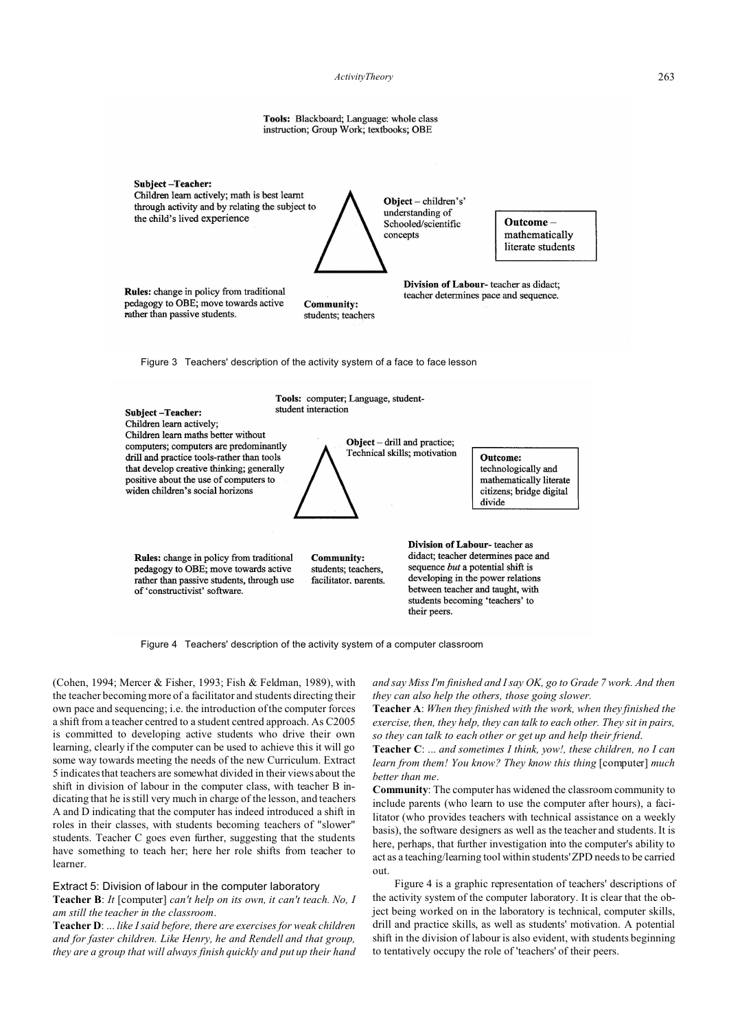**Tools:** Blackboard; Language: whole class instruction; Group Work; textbooks; OBE

**Subject –Teacher:**
Children learn actively; math is best learnt through activity and by relating the subject to the child's lived experience

**Object** – children's' understanding of Schooled/scientific concepts

**Outcome** – mathematically literate students

**Rules:** change in policy from traditional pedagogy to OBE; move towards active rather than passive students.

**Community:** students; teachers

**Division of Labour**- teacher as didact; teacher determines pace and sequence.

Figure 3 Teachers' description of the activity system of a face to face lesson

**Tools:** computer; Language, student-student interaction

**Subject –Teacher:**
Children learn actively;
Children learn maths better without computers; computers are predominantly drill and practice tools-rather than tools that develop creative thinking; generally positive about the use of computers to widen children's social horizons

**Object** – drill and practice; Technical skills; motivation

**Outcome:** technologically and mathematically literate citizens; bridge digital divide

**Rules:** change in policy from traditional pedagogy to OBE; move towards active rather than passive students, through use of 'constructivist' software.

**Community:** students; teachers, facilitator, parents.

**Division of Labour**- teacher as didact; teacher determines pace and sequence *but* a potential shift is developing in the power relations between teacher and taught, with students becoming 'teachers' to their peers.

Figure 4 Teachers' description of the activity system of a computer classroom

(Cohen, 1994; Mercer & Fisher, 1993; Fish & Feldman, 1989), with the teacher becoming more of a facilitator and students directing their own pace and sequencing; i.e. the introduction of the computer forces a shift from a teacher centred to a student centred approach. As C2005 is committed to developing active students who drive their own learning, clearly if the computer can be used to achieve this it will go some way towards meeting the needs of the new Curriculum. Extract 5 indicates that teachers are somewhat divided in their views about the shift in division of labour in the computer class, with teacher B indicating that he is still very much in charge of the lesson, and teachers A and D indicating that the computer has indeed introduced a shift in roles in their classes, with students becoming teachers of "slower" students. Teacher C goes even further, suggesting that the students have something to teach her; here her role shifts from teacher to learner.

### Extract 5: Division of labour in the computer laboratory

**Teacher B**: *It* [computer] *can't help on its own, it can't teach. No, I am still the teacher in the classroom.*

**Teacher D**: *... like I said before, there are exercises for weak children and for faster children. Like Henry, he and Rendell and that group, they are a group that will always finish quickly and put up their hand and say Miss I'm finished and I say OK, go to Grade 7 work. And then they can also help the others, those going slower.*

**Teacher A**: *When they finished with the work, when they finished the exercise, then, they help, they can talk to each other. They sit in pairs, so they can talk to each other or get up and help their friend.*

**Teacher C**: *... and sometimes I think, yow!, these children, no I can learn from them! You know? They know this thing* [computer] *much better than me.*

**Community**: The computer has widened the classroom community to include parents (who learn to use the computer after hours), a facilitator (who provides teachers with technical assistance on a weekly basis), the software designers as well as the teacher and students. It is here, perhaps, that further investigation into the computer's ability to act as a teaching/learning tool within students' ZPD needs to be carried out.

Figure 4 is a graphic representation of teachers' descriptions of the activity system of the computer laboratory. It is clear that the object being worked on in the laboratory is technical, computer skills, drill and practice skills, as well as students' motivation. A potential shift in the division of labour is also evident, with students beginning to tentatively occupy the role of 'teachers' of their peers.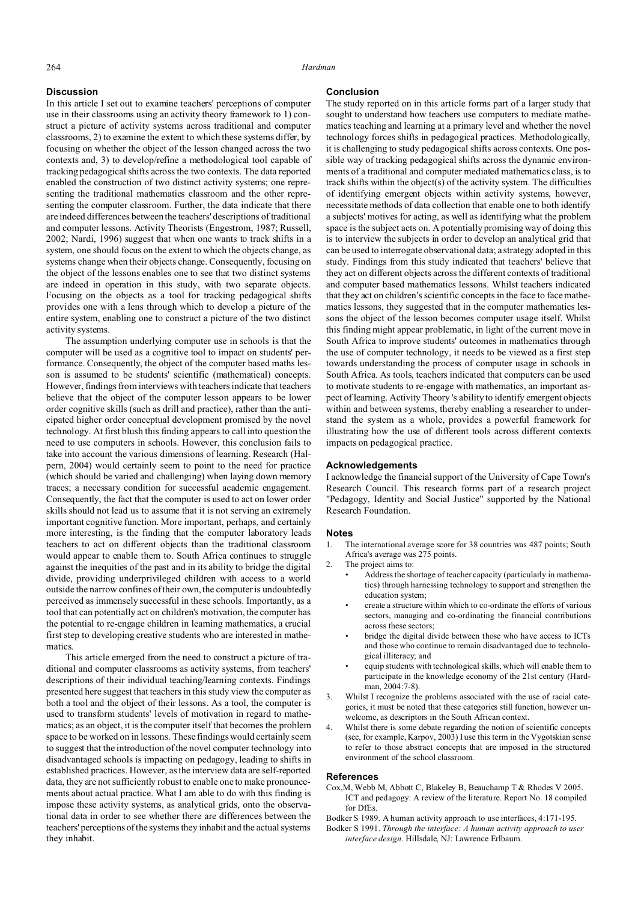## Discussion

In this article I set out to examine teachers' perceptions of computer use in their classrooms using an activity theory framework to 1) construct a picture of activity systems across traditional and computer classrooms, 2) to examine the extent to which these systems differ, by focusing on whether the object of the lesson changed across the two contexts and, 3) to develop/refine a methodological tool capable of tracking pedagogical shifts across the two contexts. The data reported enabled the construction of two distinct activity systems; one representing the traditional mathematics classroom and the other representing the computer classroom. Further, the data indicate that there are indeed differences between the teachers' descriptions of traditional and computer lessons. Activity Theorists (Engestrom, 1987; Russell, 2002; Nardi, 1996) suggest that when one wants to track shifts in a system, one should focus on the extent to which the objects change, as systems change when their objects change. Consequently, focusing on the object of the lessons enables one to see that two distinct systems are indeed in operation in this study, with two separate objects. Focusing on the objects as a tool for tracking pedagogical shifts provides one with a lens through which to develop a picture of the entire system, enabling one to construct a picture of the two distinct activity systems.

The assumption underlying computer use in schools is that the computer will be used as a cognitive tool to impact on students' performance. Consequently, the object of the computer based maths lesson is assumed to be students' scientific (mathematical) concepts. However, findings from interviews with teachers indicate that teachers believe that the object of the computer lesson appears to be lower order cognitive skills (such as drill and practice), rather than the anticipated higher order conceptual development promised by the novel technology. At first blush this finding appears to call into question the need to use computers in schools. However, this conclusion fails to take into account the various dimensions of learning. Research (Halpern, 2004) would certainly seem to point to the need for practice (which should be varied and challenging) when laying down memory traces; a necessary condition for successful academic engagement. Consequently, the fact that the computer is used to act on lower order skills should not lead us to assume that it is not serving an extremely important cognitive function. More important, perhaps, and certainly more interesting, is the finding that the computer laboratory leads teachers to act on different objects than the traditional classroom would appear to enable them to. South Africa continues to struggle against the inequities of the past and in its ability to bridge the digital divide, providing underprivileged children with access to a world outside the narrow confines of their own, the computer is undoubtedly perceived as immensely successful in these schools. Importantly, as a tool that can potentially act on children's motivation, the computer has the potential to re-engage children in learning mathematics, a crucial first step to developing creative students who are interested in mathematics.

This article emerged from the need to construct a picture of traditional and computer classrooms as activity systems, from teachers' descriptions of their individual teaching/learning contexts. Findings presented here suggest that teachers in this study view the computer as both a tool and the object of their lessons. As a tool, the computer is used to transform students' levels of motivation in regard to mathematics; as an object, it is the computer itself that becomes the problem space to be worked on in lessons. These findings would certainly seem to suggest that the introduction of the novel computer technology into disadvantaged schools is impacting on pedagogy, leading to shifts in established practices. However, as the interview data are self-reported data, they are not sufficiently robust to enable one to make pronouncements about actual practice. What I am able to do with this finding is impose these activity systems, as analytical grids, onto the observational data in order to see whether there are differences between the teachers' perceptions of the systems they inhabit and the actual systems they inhabit.

## Conclusion

The study reported on in this article forms part of a larger study that sought to understand how teachers use computers to mediate mathematics teaching and learning at a primary level and whether the novel technology forces shifts in pedagogical practices. Methodologically, it is challenging to study pedagogical shifts across contexts. One possible way of tracking pedagogical shifts across the dynamic environments of a traditional and computer mediated mathematics class, is to track shifts within the object(s) of the activity system. The difficulties of identifying emergent objects within activity systems, however, necessitate methods of data collection that enable one to both identify a subjects' motives for acting, as well as identifying what the problem space is the subject acts on. A potentially promising way of doing this is to interview the subjects in order to develop an analytical grid that can be used to interrogate observational data; a strategy adopted in this study. Findings from this study indicated that teachers' believe that they act on different objects across the different contexts of traditional and computer based mathematics lessons. Whilst teachers indicated that they act on children's scientific concepts in the face to face mathematics lessons, they suggested that in the computer mathematics lessons the object of the lesson becomes computer usage itself. Whilst this finding might appear problematic, in light of the current move in South Africa to improve students' outcomes in mathematics through the use of computer technology, it needs to be viewed as a first step towards understanding the process of computer usage in schools in South Africa. As tools, teachers indicated that computers can be used to motivate students to re-engage with mathematics, an important aspect of learning. Activity Theory 's ability to identify emergent objects within and between systems, thereby enabling a researcher to understand the system as a whole, provides a powerful framework for illustrating how the use of different tools across different contexts impacts on pedagogical practice.

## Acknowledgements

I acknowledge the financial support of the University of Cape Town's Research Council. This research forms part of a research project "Pedagogy, Identity and Social Justice" supported by the National Research Foundation.

## Notes

1. The international average score for 38 countries was 487 points; South Africa's average was 275 points.
2. The project aims to:
   - Address the shortage of teacher capacity (particularly in mathematics) through harnessing technology to support and strengthen the education system;
   - create a structure within which to co-ordinate the efforts of various sectors, managing and co-ordinating the financial contributions across these sectors;
   - bridge the digital divide between those who have access to ICTs and those who continue to remain disadvantaged due to technological illiteracy; and
   - equip students with technological skills, which will enable them to participate in the knowledge economy of the 21st century (Hardman, 2004:7-8).
3. Whilst I recognize the problems associated with the use of racial categories, it must be noted that these categories still function, however unwelcome, as descriptors in the South African context.
4. Whilst there is some debate regarding the notion of scientific concepts (see, for example, Karpov, 2003) I use this term in the Vygotskian sense to refer to those abstract concepts that are imposed in the structured environment of the school classroom.

## References

Cox,M, Webb M, Abbott C, Blakeley B, Beauchamp T & Rhodes V 2005. ICT and pedagogy: A review of the literature. Report No. 18 compiled for DfEs.

Bodker S 1989. A human activity approach to use interfaces, 4:171-195.

Bodker S 1991. *Through the interface: A human activity approach to user interface design.* Hillsdale, NJ: Lawrence Erlbaum.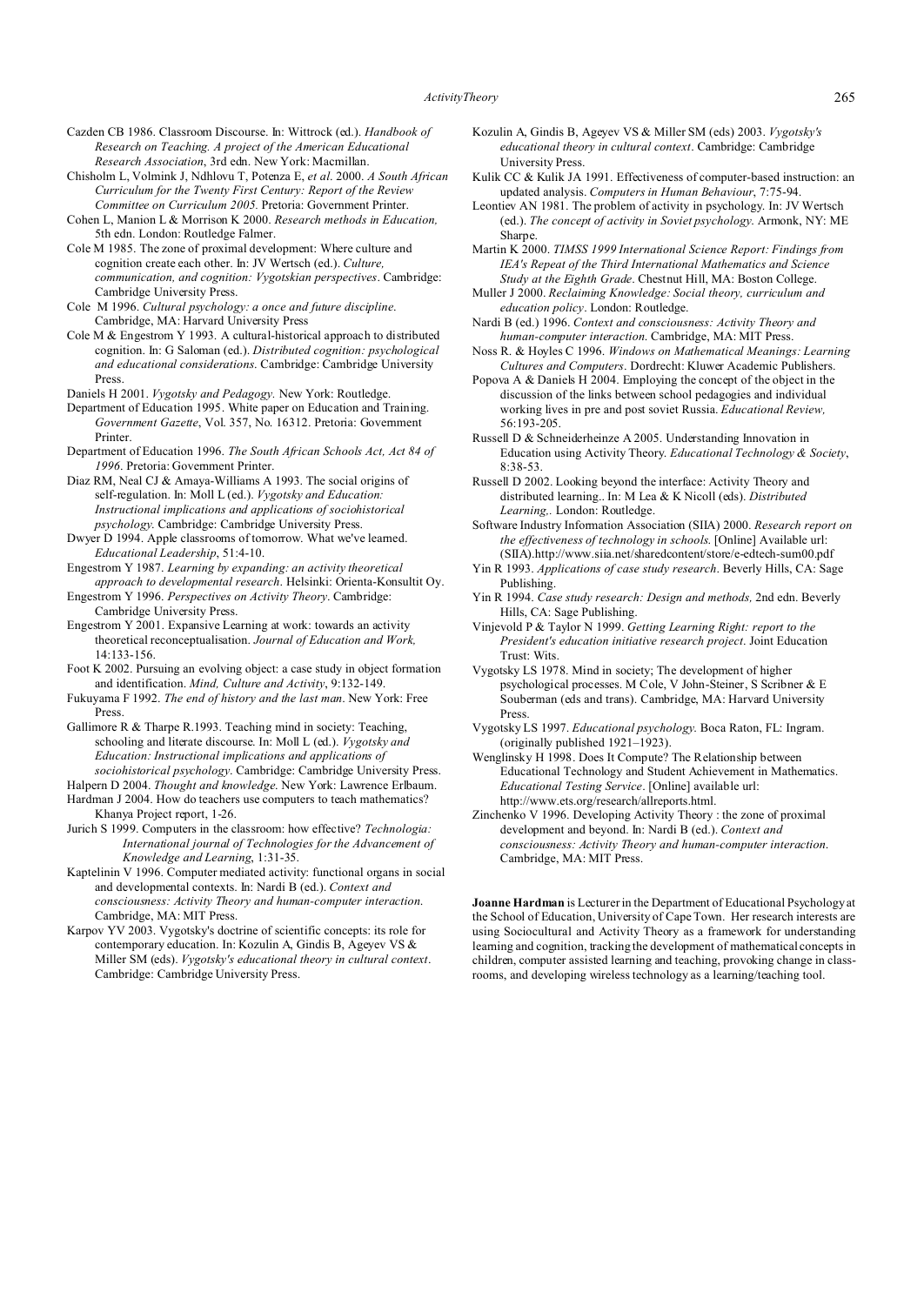Cazden CB 1986. Classroom Discourse. In: Wittrock (ed.). *Handbook of Research on Teaching. A project of the American Educational Research Association*, 3rd edn. New York: Macmillan.

Chisholm L, Volmink J, Ndhlovu T, Potenza E, *et al*. 2000. *A South African Curriculum for the Twenty First Century: Report of the Review Committee on Curriculum 2005.* Pretoria: Government Printer.

Cohen L, Manion L & Morrison K 2000. *Research methods in Education,* 5th edn. London: Routledge Falmer.

Cole M 1985. The zone of proximal development: Where culture and cognition create each other. In: JV Wertsch (ed.). *Culture, communication, and cognition: Vygotskian perspectives*. Cambridge: Cambridge University Press.

Cole M 1996. *Cultural psychology: a once and future discipline*. Cambridge, MA: Harvard University Press

Cole M & Engestrom Y 1993. A cultural-historical approach to distributed cognition. In: G Saloman (ed.). *Distributed cognition: psychological and educational considerations.* Cambridge: Cambridge University Press.

Daniels H 2001. *Vygotsky and Pedagogy.* New York: Routledge.

Department of Education 1995. White paper on Education and Training. *Government Gazette*, Vol. 357, No. 16312. Pretoria: Government Printer.

Department of Education 1996. *The South African Schools Act, Act 84 of 1996*. Pretoria: Government Printer.

Diaz RM, Neal CJ & Amaya-Williams A 1993. The social origins of self-regulation. In: Moll L (ed.). *Vygotsky and Education: Instructional implications and applications of sociohistorical psychology.* Cambridge: Cambridge University Press.

Dwyer D 1994. Apple classrooms of tomorrow. What we've learned. *Educational Leadership*, 51:4-10.

Engestrom Y 1987. *Learning by expanding: an activity theoretical approach to developmental research*. Helsinki: Orienta-Konsultit Oy.

Engestrom Y 1996. *Perspectives on Activity Theory*. Cambridge: Cambridge University Press.

Engestrom Y 2001. Expansive Learning at work: towards an activity theoretical reconceptualisation. *Journal of Education and Work,* 14:133-156.

Foot K 2002. Pursuing an evolving object: a case study in object formation and identification. *Mind, Culture and Activity*, 9:132-149.

Fukuyama F 1992. *The end of history and the last man*. New York: Free Press.

Gallimore R & Tharpe R.1993. Teaching mind in society: Teaching, schooling and literate discourse. In: Moll L (ed.). *Vygotsky and Education: Instructional implications and applications of sociohistorical psychology*. Cambridge: Cambridge University Press.

Halpern D 2004. *Thought and knowledge*. New York: Lawrence Erlbaum.

Hardman J 2004. How do teachers use computers to teach mathematics? Khanya Project report, 1-26.

Jurich S 1999. Computers in the classroom: how effective? *Technologia: International journal of Technologies for the Advancement of Knowledge and Learning*, 1:31-35.

Kaptelinin V 1996. Computer mediated activity: functional organs in social and developmental contexts. In: Nardi B (ed.). *Context and consciousness: Activity Theory and human-computer interaction.* Cambridge, MA: MIT Press.

Karpov YV 2003. Vygotsky's doctrine of scientific concepts: its role for contemporary education. In: Kozulin A, Gindis B, Ageyev VS & Miller SM (eds). *Vygotsky's educational theory in cultural context*. Cambridge: Cambridge University Press.

Kozulin A, Gindis B, Ageyev VS & Miller SM (eds) 2003. *Vygotsky's educational theory in cultural context*. Cambridge: Cambridge University Press.

Kulik CC & Kulik JA 1991. Effectiveness of computer-based instruction: an updated analysis. *Computers in Human Behaviour*, 7:75-94.

Leontiev AN 1981. The problem of activity in psychology. In: JV Wertsch (ed.). *The concept of activity in Soviet psychology.* Armonk, NY: ME Sharpe.

Martin K 2000. *TIMSS 1999 International Science Report: Findings from IEA's Repeat of the Third International Mathematics and Science Study at the Eighth Grade*. Chestnut Hill, MA: Boston College.

Muller J 2000. *Reclaiming Knowledge: Social theory, curriculum and education policy*. London: Routledge.

Nardi B (ed.) 1996. *Context and consciousness: Activity Theory and human-computer interaction*. Cambridge, MA: MIT Press.

Noss R. & Hoyles C 1996. *Windows on Mathematical Meanings: Learning Cultures and Computers*. Dordrecht: Kluwer Academic Publishers.

Popova A & Daniels H 2004. Employing the concept of the object in the discussion of the links between school pedagogies and individual working lives in pre and post soviet Russia. *Educational Review,* 56:193-205.

Russell D & Schneiderheinze A 2005. Understanding Innovation in Education using Activity Theory. *Educational Technology & Society*, 8:38-53.

Russell D 2002. Looking beyond the interface: Activity Theory and distributed learning.. In: M Lea & K Nicoll (eds). *Distributed Learning,.* London: Routledge.

Software Industry Information Association (SIIA) 2000. *Research report on the effectiveness of technology in schools.* [Online] Available url: (SIIA).http://www.siia.net/sharedcontent/store/e-edtech-sum00.pdf

Yin R 1993. *Applications of case study research*. Beverly Hills, CA: Sage Publishing.

Yin R 1994. *Case study research: Design and methods,* 2nd edn. Beverly Hills, CA: Sage Publishing.

Vinjevold P & Taylor N 1999. *Getting Learning Right: report to the President's education initiative research project*. Joint Education Trust: Wits.

Vygotsky LS 1978. Mind in society; The development of higher psychological processes. M Cole, V John-Steiner, S Scribner & E Souberman (eds and trans). Cambridge, MA: Harvard University Press.

Vygotsky LS 1997. *Educational psychology.* Boca Raton, FL: Ingram. (originally published 1921–1923).

Wenglinsky H 1998. Does It Compute? The Relationship between Educational Technology and Student Achievement in Mathematics. *Educational Testing Service*. [Online] available url: http://www.ets.org/research/allreports.html.

Zinchenko V 1996. Developing Activity Theory : the zone of proximal development and beyond. In: Nardi B (ed.). *Context and consciousness: Activity Theory and human-computer interaction.* Cambridge, MA: MIT Press.

**Joanne Hardman** is Lecturer in the Department of Educational Psychology at the School of Education, University of Cape Town. Her research interests are using Sociocultural and Activity Theory as a framework for understanding learning and cognition, tracking the development of mathematical concepts in children, computer assisted learning and teaching, provoking change in classrooms, and developing wireless technology as a learning/teaching tool.